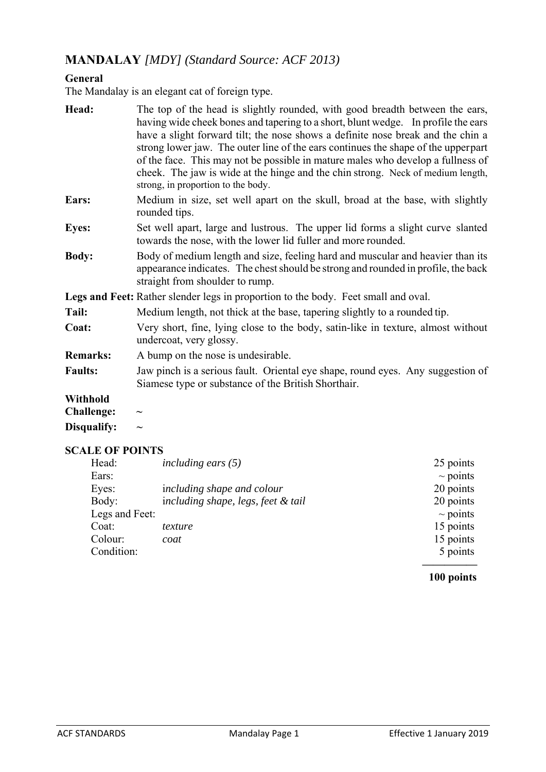# **MANDALAY** *[MDY] (Standard Source: ACF 2013)*

**General**

The Mandalay is an elegant cat of foreign type.

**Head:** The top of the head is slightly rounded, with good breadth between the ears, having wide cheek bones and tapering to a short, blunt wedge. In profile the ears have a slight forward tilt; the nose shows a definite nose break and the chin a strong lower jaw. The outer line of the ears continues the shape of the upper part of the face. This may not be possible in mature males who develop a fullness of cheek. The jaw is wide at the hinge and the chin strong. Neck of medium length, strong, in proportion to the body.

**Ears:** Medium in size, set well apart on the skull, broad at the base, with slightly rounded tips.

**Eyes:** Set well apart, large and lustrous. The upper lid forms a slight curve slanted towards the nose, with the lower lid fuller and more rounded.

**Body:** Body of medium length and size, feeling hard and muscular and heavier than its appearance indicates. The chest should be strong and rounded in profile, the back straight from shoulder to rump.

**Legs and Feet:** Rather slender legs in proportion to the body. Feet small and oval.

**Tail:** Medium length, not thick at the base, tapering slightly to a rounded tip.

**Coat:** Very short, fine, lying close to the body, satin-like in texture, almost without undercoat, very glossy.

**Remarks:** A bump on the nose is undesirable.

**Faults:** Jaw pinch is a serious fault. Oriental eye shape, round eyes. Any suggestion of Siamese type or substance of the British Shorthair.

**Withhold Challenge:** ~

**Disqualify:** ~

**SCALE OF POINTS**

| | | |
|---|---|---|
| Head: | *including ears (5)* | 25 points |
| Ears: | | ~ points |
| Eyes: | *including shape and colour* | 20 points |
| Body: | *including shape, legs, feet & tail* | 20 points |
| Legs and Feet: | | ~ points |
| Coat: | *texture* | 15 points |
| Colour: | *coat* | 15 points |
| Condition: | | 5 points |
| | | **100 points** |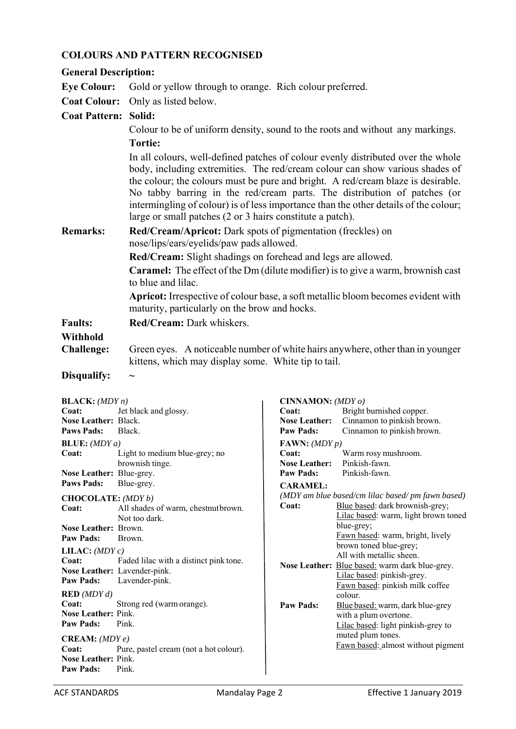## COLOURS AND PATTERN RECOGNISED

### General Description:

**Eye Colour:** Gold or yellow through to orange. Rich colour preferred.

**Coat Colour:** Only as listed below.

**Coat Pattern:** **Solid:**

Colour to be of uniform density, sound to the roots and without any markings.

**Tortie:**

In all colours, well-defined patches of colour evenly distributed over the whole body, including extremities. The red/cream colour can show various shades of the colour; the colours must be pure and bright. A red/cream blaze is desirable. No tabby barring in the red/cream parts. The distribution of patches (or intermingling of colour) is of less importance than the other details of the colour; large or small patches (2 or 3 hairs constitute a patch).

**Remarks:** **Red/Cream/Apricot:** Dark spots of pigmentation (freckles) on nose/lips/ears/eyelids/paw pads allowed.

**Red/Cream:** Slight shadings on forehead and legs are allowed.

**Caramel:** The effect of the Dm (dilute modifier) is to give a warm, brownish cast to blue and lilac.

**Apricot:** Irrespective of colour base, a soft metallic bloom becomes evident with maturity, particularly on the brow and hocks.

**Faults:** **Red/Cream:** Dark whiskers.

**Withhold Challenge:** Green eyes. A noticeable number of white hairs anywhere, other than in younger kittens, which may display some. White tip to tail.

**Disqualify:** ~

**BLACK:** *(MDY n)*
**Coat:** Jet black and glossy.
**Nose Leather:** Black.
**Paws Pads:** Black.

**BLUE:** *(MDY a)*
**Coat:** Light to medium blue-grey; no brownish tinge.
**Nose Leather:** Blue-grey.
**Paws Pads:** Blue-grey.

**CHOCOLATE:** *(MDY b)*
**Coat:** All shades of warm, chestnut brown. Not too dark.
**Nose Leather:** Brown.
**Paw Pads:** Brown.

**LILAC:** *(MDY c)*
**Coat:** Faded lilac with a distinct pink tone.
**Nose Leather:** Lavender-pink.
**Paw Pads:** Lavender-pink.

**RED** *(MDY d)*
**Coat:** Strong red (warm orange).
**Nose Leather:** Pink.
**Paw Pads:** Pink.

**CREAM:** *(MDY e)*
**Coat:** Pure, pastel cream (not a hot colour).
**Nose Leather:** Pink.
**Paw Pads:** Pink.

**CINNAMON:** *(MDY o)*
**Coat:** Bright burnished copper.
**Nose Leather:** Cinnamon to pinkish brown.
**Paw Pads:** Cinnamon to pinkish brown.

**FAWN:** *(MDY p)*
**Coat:** Warm rosy mushroom.
**Nose Leather:** Pinkish-fawn.
**Paw Pads:** Pinkish-fawn.

**CARAMEL:**
*(MDY am blue based/cm lilac based/ pm fawn based)*
**Coat:** Blue based: dark brownish-grey; Lilac based: warm, light brown toned blue-grey; Fawn based: warm, bright, lively brown toned blue-grey; All with metallic sheen.
**Nose Leather:** Blue based: warm dark blue-grey. Lilac based: pinkish-grey. Fawn based: pinkish milk coffee colour.
**Paw Pads:** Blue based: warm, dark blue-grey with a plum overtone. Lilac based: light pinkish-grey to muted plum tones. Fawn based: almost without pigment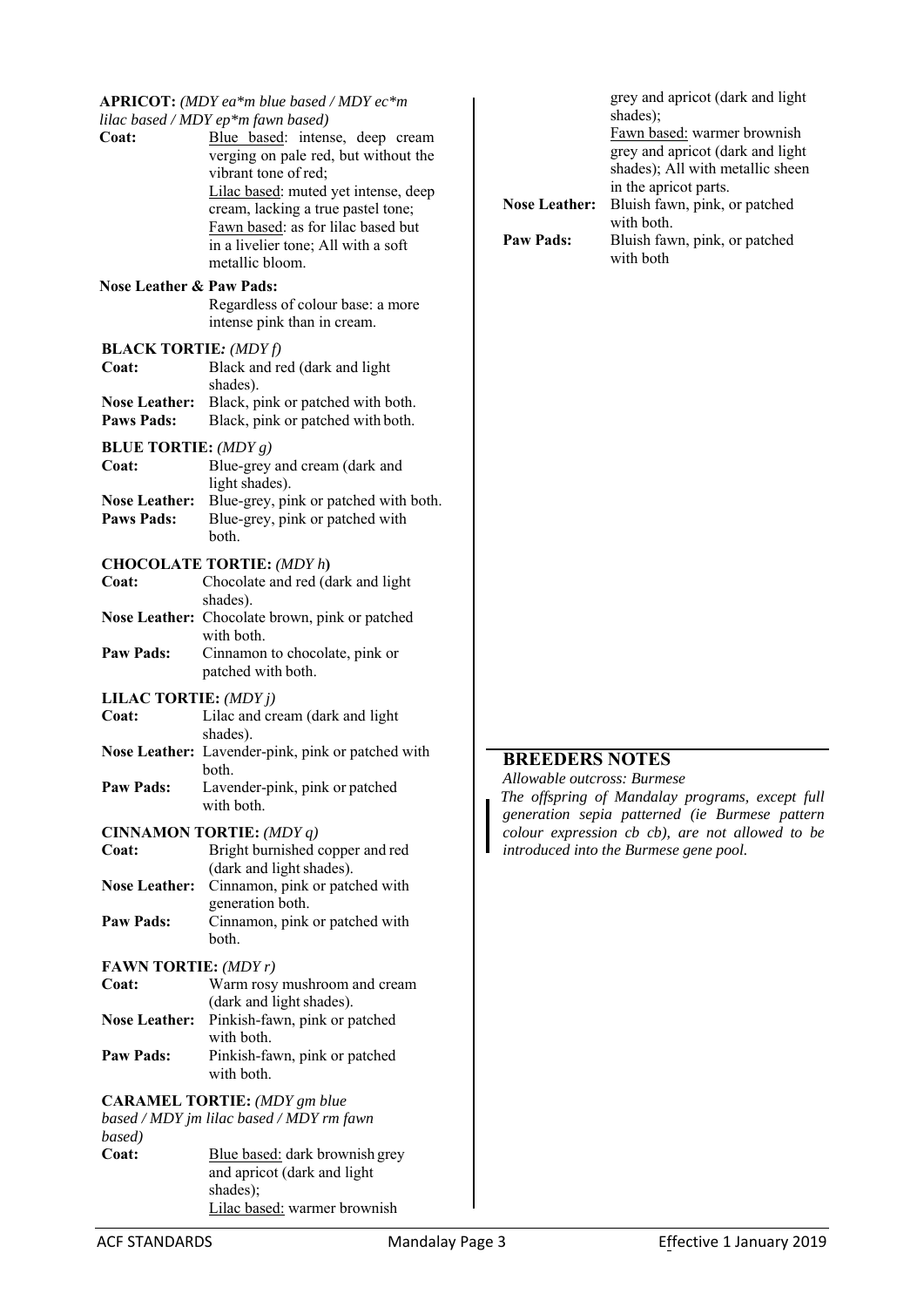**APRICOT:** *(MDY ea*m blue based / MDY ec*m lilac based / MDY ep*m fawn based)*

**Coat:** Blue based: intense, deep cream verging on pale red, but without the vibrant tone of red; Lilac based: muted yet intense, deep cream, lacking a true pastel tone; Fawn based: as for lilac based but in a livelier tone; All with a soft metallic bloom.

**Nose Leather & Paw Pads:** Regardless of colour base: a more intense pink than in cream.

**BLACK TORTIE:** *(MDY f)*

**Coat:** Black and red (dark and light shades).
**Nose Leather:** Black, pink or patched with both.
**Paws Pads:** Black, pink or patched with both.

**BLUE TORTIE:** *(MDY g)*

**Coat:** Blue-grey and cream (dark and light shades).
**Nose Leather:** Blue-grey, pink or patched with both.
**Paws Pads:** Blue-grey, pink or patched with both.

**CHOCOLATE TORTIE:** *(MDY h)*

**Coat:** Chocolate and red (dark and light shades).
**Nose Leather:** Chocolate brown, pink or patched with both.
**Paw Pads:** Cinnamon to chocolate, pink or patched with both.

**LILAC TORTIE:** *(MDY j)*

**Coat:** Lilac and cream (dark and light shades).
**Nose Leather:** Lavender-pink, pink or patched with both.
**Paw Pads:** Lavender-pink, pink or patched with both.

**CINNAMON TORTIE:** *(MDY q)*

**Coat:** Bright burnished copper and red (dark and light shades).
**Nose Leather:** Cinnamon, pink or patched with generation both.
**Paw Pads:** Cinnamon, pink or patched with both.

**FAWN TORTIE:** *(MDY r)*

**Coat:** Warm rosy mushroom and cream (dark and light shades).
**Nose Leather:** Pinkish-fawn, pink or patched with both.
**Paw Pads:** Pinkish-fawn, pink or patched with both.

**CARAMEL TORTIE:** *(MDY gm blue based / MDY jm lilac based / MDY rm fawn based)*

**Coat:** Blue based: dark brownish grey and apricot (dark and light shades); Lilac based: warmer brownish grey and apricot (dark and light shades); Fawn based: warmer brownish grey and apricot (dark and light shades); All with metallic sheen in the apricot parts.
**Nose Leather:** Bluish fawn, pink, or patched with both.
**Paw Pads:** Bluish fawn, pink, or patched with both

## BREEDERS NOTES

*Allowable outcross: Burmese*

*The offspring of Mandalay programs, except full generation sepia patterned (ie Burmese pattern colour expression cb cb), are not allowed to be introduced into the Burmese gene pool.*